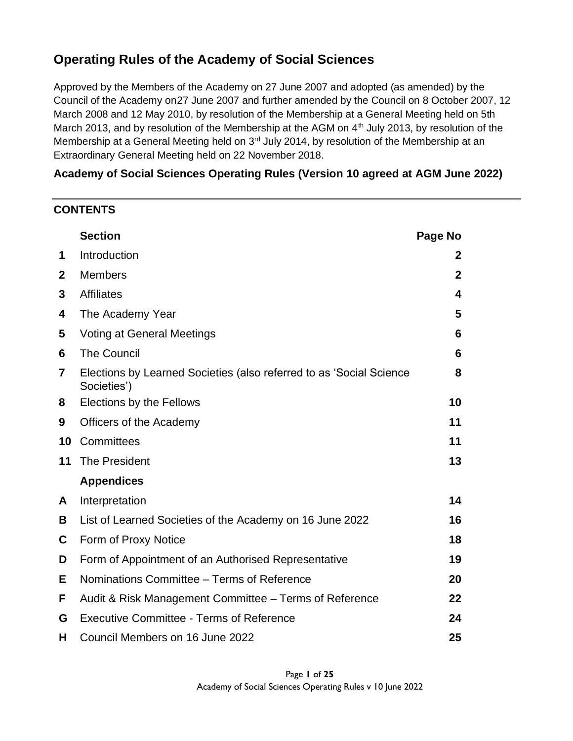# Operating Rules of the Academy of Social Sciences

Approved by the Members of the Academy on 27 June 2007 and adopted (as amended) by the Council of the Academy on27 June 2007 and further amended by the Council on 8 October 2007, 12 March 2008 and 12 May 2010, by resolution of the Membership at a General Meeting held on 5th March 2013, and by resolution of the Membership at the AGM on 4th July 2013, by resolution of the Membership at a General Meeting held on 3rd July 2014, by resolution of the Membership at an Extraordinary General Meeting held on 22 November 2018.

**Academy of Social Sciences Operating Rules (Version 10 agreed at AGM June 2022)**

---

## CONTENTS

| | Section | Page No |
|---|---|---|
| **1** | Introduction | **2** |
| **2** | Members | **2** |
| **3** | Affiliates | **4** |
| **4** | The Academy Year | **5** |
| **5** | Voting at General Meetings | **6** |
| **6** | The Council | **6** |
| **7** | Elections by Learned Societies (also referred to as 'Social Science Societies') | **8** |
| **8** | Elections by the Fellows | **10** |
| **9** | Officers of the Academy | **11** |
| **10** | Committees | **11** |
| **11** | The President | **13** |
| | **Appendices** | |
| **A** | Interpretation | **14** |
| **B** | List of Learned Societies of the Academy on 16 June 2022 | **16** |
| **C** | Form of Proxy Notice | **18** |
| **D** | Form of Appointment of an Authorised Representative | **19** |
| **E** | Nominations Committee – Terms of Reference | **20** |
| **F** | Audit & Risk Management Committee – Terms of Reference | **22** |
| **G** | Executive Committee - Terms of Reference | **24** |
| **H** | Council Members on 16 June 2022 | **25** |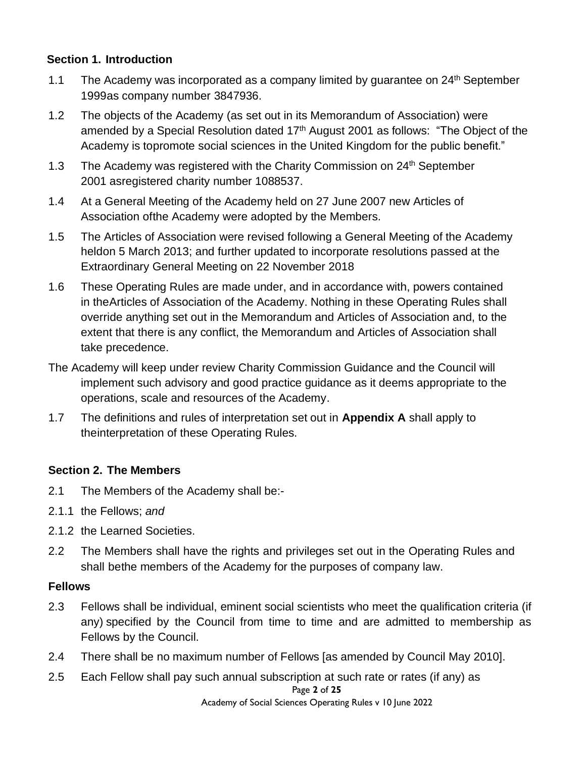## Section 1. Introduction

1.1 The Academy was incorporated as a company limited by guarantee on 24th September 1999as company number 3847936.

1.2 The objects of the Academy (as set out in its Memorandum of Association) were amended by a Special Resolution dated 17th August 2001 as follows: "The Object of the Academy is topromote social sciences in the United Kingdom for the public benefit."

1.3 The Academy was registered with the Charity Commission on 24th September 2001 asregistered charity number 1088537.

1.4 At a General Meeting of the Academy held on 27 June 2007 new Articles of Association ofthe Academy were adopted by the Members.

1.5 The Articles of Association were revised following a General Meeting of the Academy heldon 5 March 2013; and further updated to incorporate resolutions passed at the Extraordinary General Meeting on 22 November 2018

1.6 These Operating Rules are made under, and in accordance with, powers contained in theArticles of Association of the Academy. Nothing in these Operating Rules shall override anything set out in the Memorandum and Articles of Association and, to the extent that there is any conflict, the Memorandum and Articles of Association shall take precedence.

The Academy will keep under review Charity Commission Guidance and the Council will implement such advisory and good practice guidance as it deems appropriate to the operations, scale and resources of the Academy.

1.7 The definitions and rules of interpretation set out in **Appendix A** shall apply to theinterpretation of these Operating Rules.

## Section 2. The Members

2.1 The Members of the Academy shall be:-

2.1.1 the Fellows; *and*

2.1.2 the Learned Societies.

2.2 The Members shall have the rights and privileges set out in the Operating Rules and shall bethe members of the Academy for the purposes of company law.

### Fellows

2.3 Fellows shall be individual, eminent social scientists who meet the qualification criteria (if any) specified by the Council from time to time and are admitted to membership as Fellows by the Council.

2.4 There shall be no maximum number of Fellows [as amended by Council May 2010].

2.5 Each Fellow shall pay such annual subscription at such rate or rates (if any) as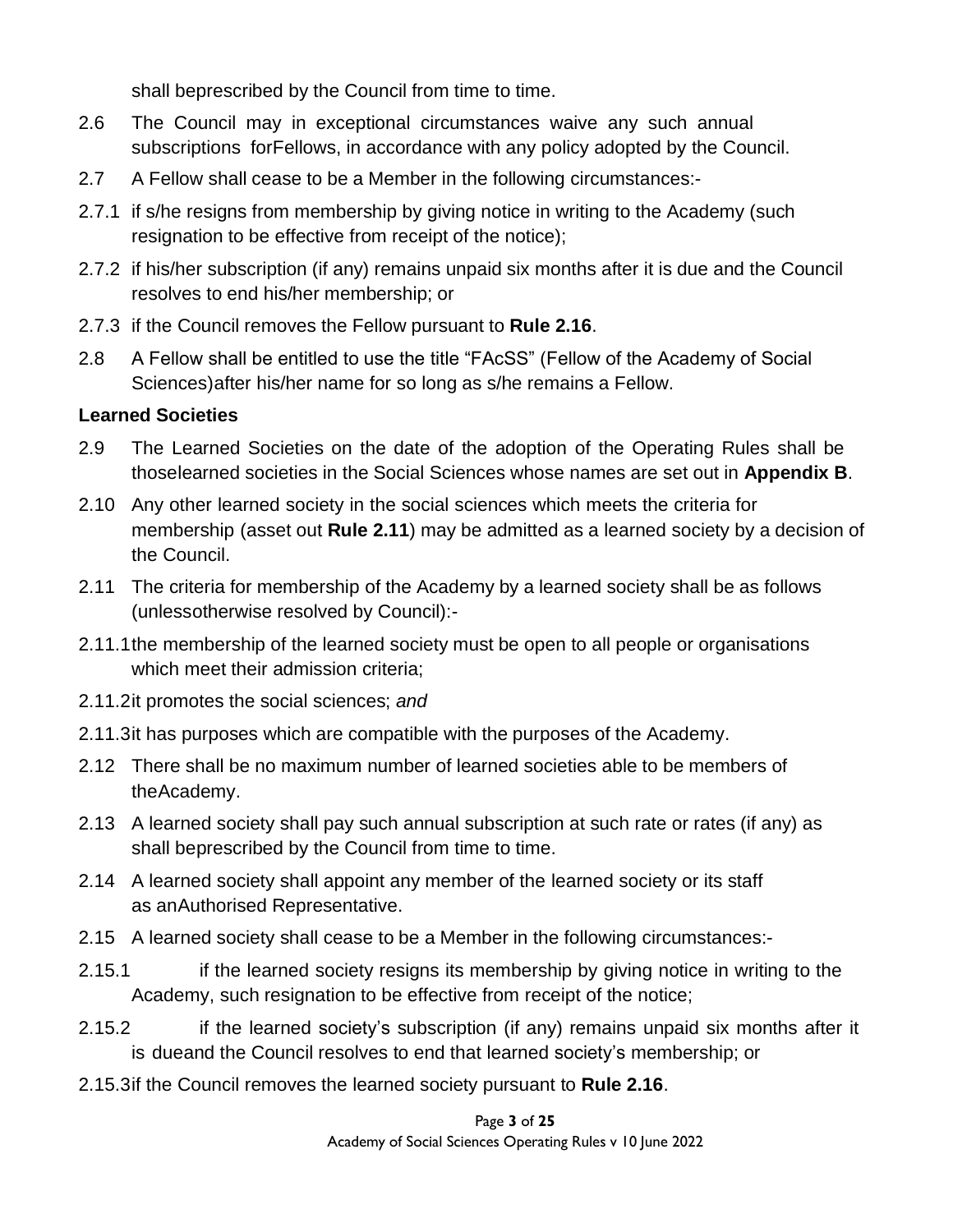shall beprescribed by the Council from time to time.

2.6 The Council may in exceptional circumstances waive any such annual subscriptions forFellows, in accordance with any policy adopted by the Council.

2.7 A Fellow shall cease to be a Member in the following circumstances:-

2.7.1 if s/he resigns from membership by giving notice in writing to the Academy (such resignation to be effective from receipt of the notice);

2.7.2 if his/her subscription (if any) remains unpaid six months after it is due and the Council resolves to end his/her membership; or

2.7.3 if the Council removes the Fellow pursuant to **Rule 2.16**.

2.8 A Fellow shall be entitled to use the title "FAcSS" (Fellow of the Academy of Social Sciences)after his/her name for so long as s/he remains a Fellow.

**Learned Societies**

2.9 The Learned Societies on the date of the adoption of the Operating Rules shall be thoselearned societies in the Social Sciences whose names are set out in **Appendix B**.

2.10 Any other learned society in the social sciences which meets the criteria for membership (asset out **Rule 2.11**) may be admitted as a learned society by a decision of the Council.

2.11 The criteria for membership of the Academy by a learned society shall be as follows (unlessotherwise resolved by Council):-

2.11.1 the membership of the learned society must be open to all people or organisations which meet their admission criteria;

2.11.2 it promotes the social sciences; *and*

2.11.3 it has purposes which are compatible with the purposes of the Academy.

2.12 There shall be no maximum number of learned societies able to be members of theAcademy.

2.13 A learned society shall pay such annual subscription at such rate or rates (if any) as shall beprescribed by the Council from time to time.

2.14 A learned society shall appoint any member of the learned society or its staff as anAuthorised Representative.

2.15 A learned society shall cease to be a Member in the following circumstances:-

2.15.1 if the learned society resigns its membership by giving notice in writing to the Academy, such resignation to be effective from receipt of the notice;

2.15.2 if the learned society's subscription (if any) remains unpaid six months after it is dueand the Council resolves to end that learned society's membership; or

2.15.3 if the Council removes the learned society pursuant to **Rule 2.16**.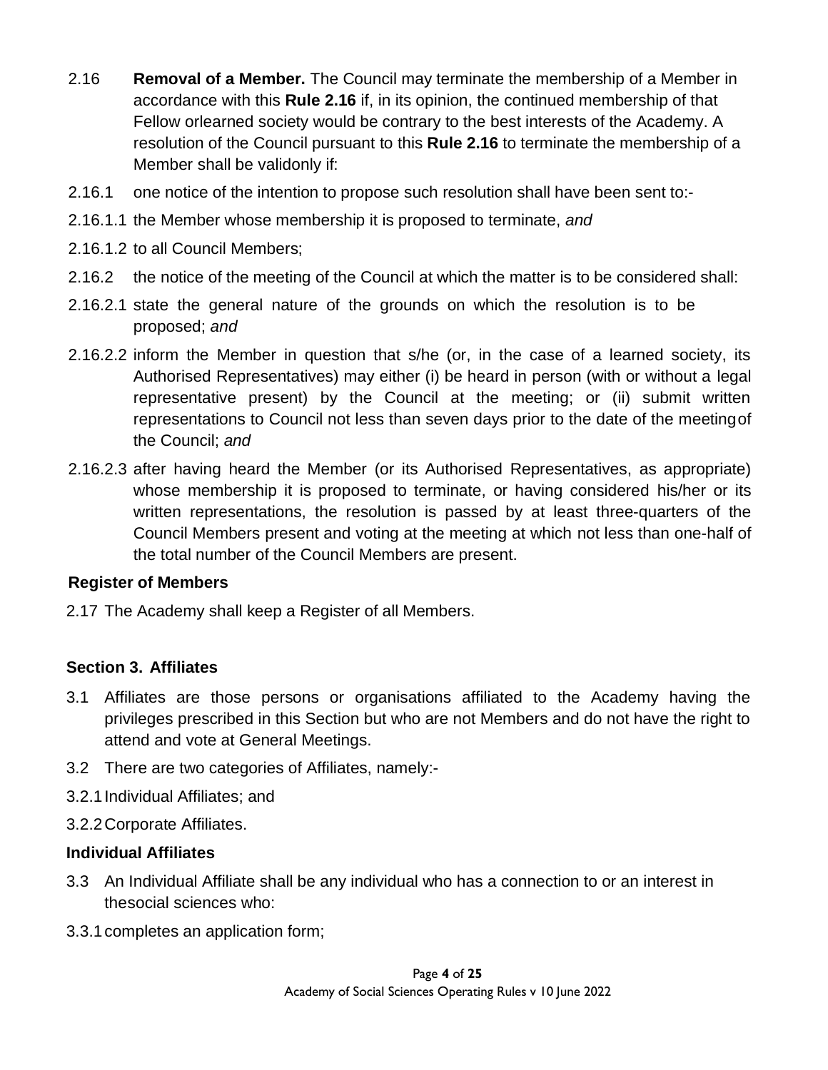2.16 **Removal of a Member.** The Council may terminate the membership of a Member in accordance with this **Rule 2.16** if, in its opinion, the continued membership of that Fellow orlearned society would be contrary to the best interests of the Academy. A resolution of the Council pursuant to this **Rule 2.16** to terminate the membership of a Member shall be validonly if:

2.16.1 one notice of the intention to propose such resolution shall have been sent to:-

2.16.1.1 the Member whose membership it is proposed to terminate, *and*

2.16.1.2 to all Council Members;

2.16.2 the notice of the meeting of the Council at which the matter is to be considered shall:

2.16.2.1 state the general nature of the grounds on which the resolution is to be proposed; *and*

2.16.2.2 inform the Member in question that s/he (or, in the case of a learned society, its Authorised Representatives) may either (i) be heard in person (with or without a legal representative present) by the Council at the meeting; or (ii) submit written representations to Council not less than seven days prior to the date of the meetingof the Council; *and*

2.16.2.3 after having heard the Member (or its Authorised Representatives, as appropriate) whose membership it is proposed to terminate, or having considered his/her or its written representations, the resolution is passed by at least three-quarters of the Council Members present and voting at the meeting at which not less than one-half of the total number of the Council Members are present.

### Register of Members

2.17 The Academy shall keep a Register of all Members.

## Section 3. Affiliates

3.1 Affiliates are those persons or organisations affiliated to the Academy having the privileges prescribed in this Section but who are not Members and do not have the right to attend and vote at General Meetings.

3.2 There are two categories of Affiliates, namely:-

3.2.1 Individual Affiliates; and

3.2.2 Corporate Affiliates.

### Individual Affiliates

3.3 An Individual Affiliate shall be any individual who has a connection to or an interest in thesocial sciences who:

3.3.1 completes an application form;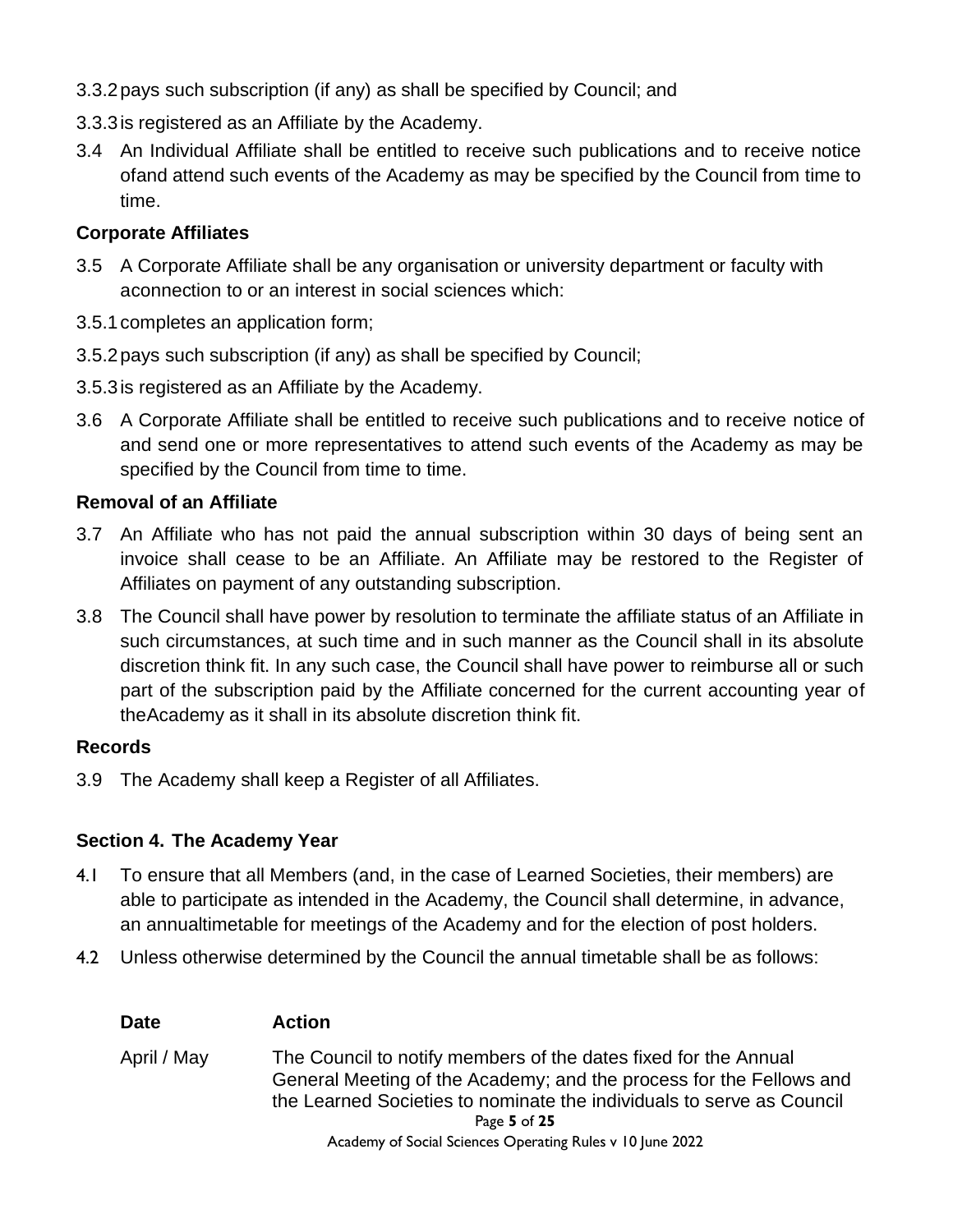3.3.2 pays such subscription (if any) as shall be specified by Council; and

3.3.3 is registered as an Affiliate by the Academy.

3.4 An Individual Affiliate shall be entitled to receive such publications and to receive notice ofand attend such events of the Academy as may be specified by the Council from time to time.

**Corporate Affiliates**

3.5 A Corporate Affiliate shall be any organisation or university department or faculty with aconnection to or an interest in social sciences which:

3.5.1 completes an application form;

3.5.2 pays such subscription (if any) as shall be specified by Council;

3.5.3 is registered as an Affiliate by the Academy.

3.6 A Corporate Affiliate shall be entitled to receive such publications and to receive notice of and send one or more representatives to attend such events of the Academy as may be specified by the Council from time to time.

**Removal of an Affiliate**

3.7 An Affiliate who has not paid the annual subscription within 30 days of being sent an invoice shall cease to be an Affiliate. An Affiliate may be restored to the Register of Affiliates on payment of any outstanding subscription.

3.8 The Council shall have power by resolution to terminate the affiliate status of an Affiliate in such circumstances, at such time and in such manner as the Council shall in its absolute discretion think fit. In any such case, the Council shall have power to reimburse all or such part of the subscription paid by the Affiliate concerned for the current accounting year of theAcademy as it shall in its absolute discretion think fit.

**Records**

3.9 The Academy shall keep a Register of all Affiliates.

## Section 4. The Academy Year

4.1 To ensure that all Members (and, in the case of Learned Societies, their members) are able to participate as intended in the Academy, the Council shall determine, in advance, an annualtimetable for meetings of the Academy and for the election of post holders.

4.2 Unless otherwise determined by the Council the annual timetable shall be as follows:

| Date | Action |
|---|---|
| April / May | The Council to notify members of the dates fixed for the Annual General Meeting of the Academy; and the process for the Fellows and the Learned Societies to nominate the individuals to serve as Council |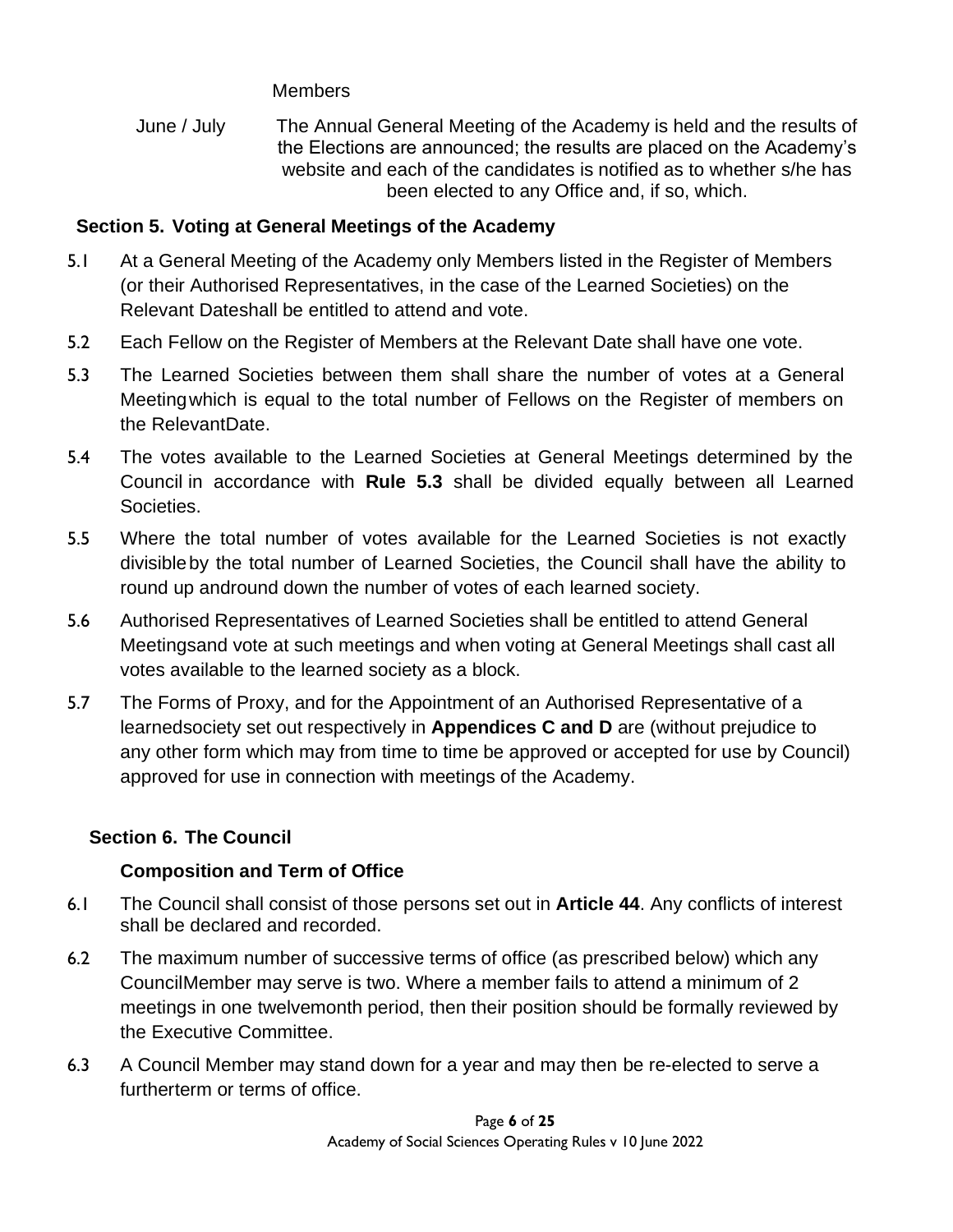Members

June / July The Annual General Meeting of the Academy is held and the results of the Elections are announced; the results are placed on the Academy's website and each of the candidates is notified as to whether s/he has been elected to any Office and, if so, which.

## Section 5. Voting at General Meetings of the Academy

5.1 At a General Meeting of the Academy only Members listed in the Register of Members (or their Authorised Representatives, in the case of the Learned Societies) on the Relevant Dateshall be entitled to attend and vote.

5.2 Each Fellow on the Register of Members at the Relevant Date shall have one vote.

5.3 The Learned Societies between them shall share the number of votes at a General Meetingwhich is equal to the total number of Fellows on the Register of members on the RelevantDate.

5.4 The votes available to the Learned Societies at General Meetings determined by the Council in accordance with **Rule 5.3** shall be divided equally between all Learned Societies.

5.5 Where the total number of votes available for the Learned Societies is not exactly divisibleby the total number of Learned Societies, the Council shall have the ability to round up andround down the number of votes of each learned society.

5.6 Authorised Representatives of Learned Societies shall be entitled to attend General Meetingsand vote at such meetings and when voting at General Meetings shall cast all votes available to the learned society as a block.

5.7 The Forms of Proxy, and for the Appointment of an Authorised Representative of a learnedsociety set out respectively in **Appendices C and D** are (without prejudice to any other form which may from time to time be approved or accepted for use by Council) approved for use in connection with meetings of the Academy.

## Section 6. The Council

### Composition and Term of Office

6.1 The Council shall consist of those persons set out in **Article 44**. Any conflicts of interest shall be declared and recorded.

6.2 The maximum number of successive terms of office (as prescribed below) which any CouncilMember may serve is two. Where a member fails to attend a minimum of 2 meetings in one twelvemonth period, then their position should be formally reviewed by the Executive Committee.

6.3 A Council Member may stand down for a year and may then be re-elected to serve a furtherterm or terms of office.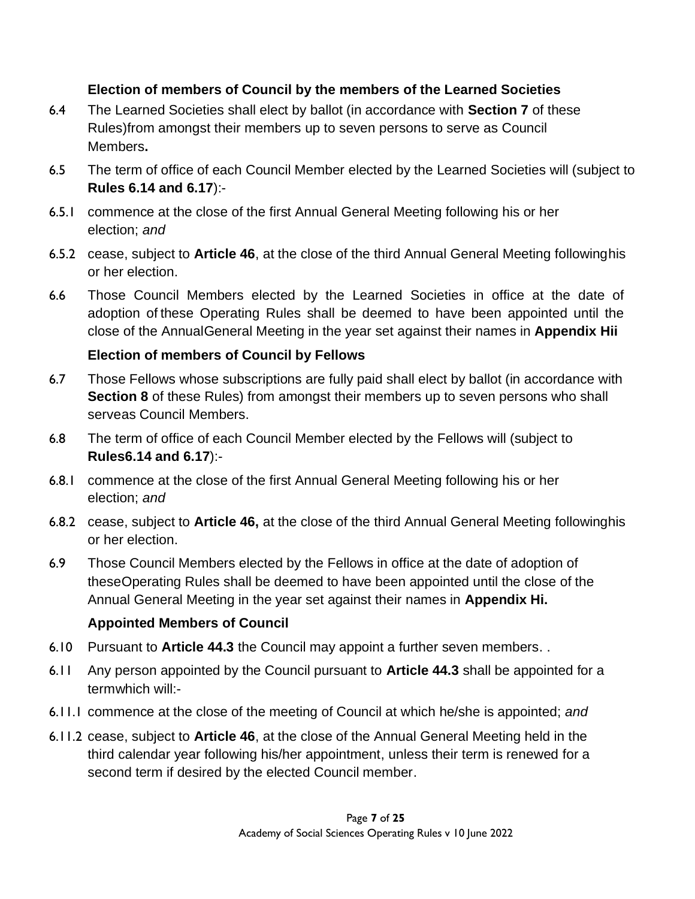**Election of members of Council by the members of the Learned Societies**

6.4 The Learned Societies shall elect by ballot (in accordance with **Section 7** of these Rules)from amongst their members up to seven persons to serve as Council Members**.**

6.5 The term of office of each Council Member elected by the Learned Societies will (subject to **Rules 6.14 and 6.17**):-

6.5.1 commence at the close of the first Annual General Meeting following his or her election; *and*

6.5.2 cease, subject to **Article 46**, at the close of the third Annual General Meeting followinghis or her election.

6.6 Those Council Members elected by the Learned Societies in office at the date of adoption of these Operating Rules shall be deemed to have been appointed until the close of the AnnualGeneral Meeting in the year set against their names in **Appendix Hii**

**Election of members of Council by Fellows**

6.7 Those Fellows whose subscriptions are fully paid shall elect by ballot (in accordance with **Section 8** of these Rules) from amongst their members up to seven persons who shall serveas Council Members.

6.8 The term of office of each Council Member elected by the Fellows will (subject to **Rules6.14 and 6.17**):-

6.8.1 commence at the close of the first Annual General Meeting following his or her election; *and*

6.8.2 cease, subject to **Article 46,** at the close of the third Annual General Meeting followinghis or her election.

6.9 Those Council Members elected by the Fellows in office at the date of adoption of theseOperating Rules shall be deemed to have been appointed until the close of the Annual General Meeting in the year set against their names in **Appendix Hi.**

**Appointed Members of Council**

6.10 Pursuant to **Article 44.3** the Council may appoint a further seven members. .

6.11 Any person appointed by the Council pursuant to **Article 44.3** shall be appointed for a termwhich will:-

6.11.1 commence at the close of the meeting of Council at which he/she is appointed; *and*

6.11.2 cease, subject to **Article 46**, at the close of the Annual General Meeting held in the third calendar year following his/her appointment, unless their term is renewed for a second term if desired by the elected Council member.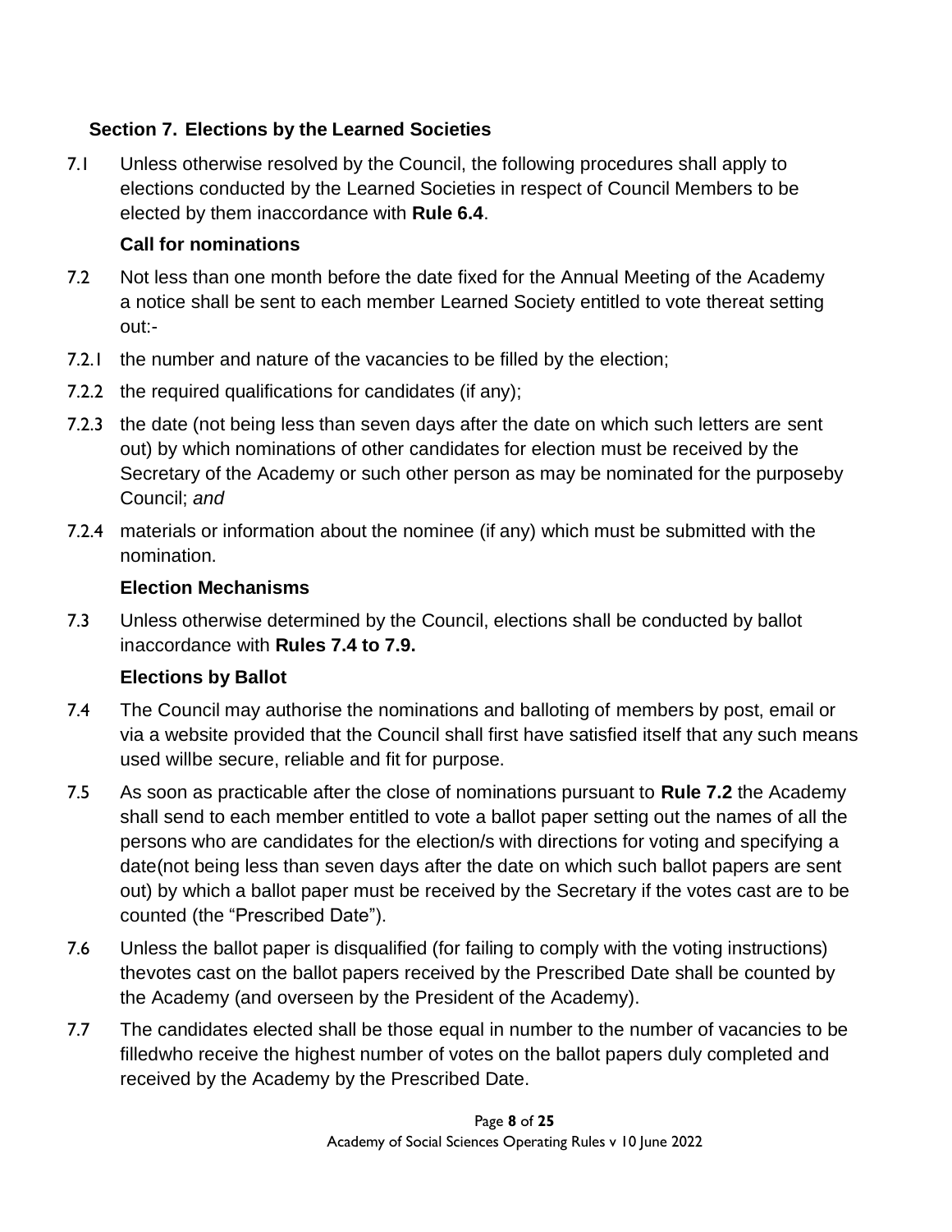## Section 7. Elections by the Learned Societies

7.1 Unless otherwise resolved by the Council, the following procedures shall apply to elections conducted by the Learned Societies in respect of Council Members to be elected by them inaccordance with **Rule 6.4**.

### Call for nominations

7.2 Not less than one month before the date fixed for the Annual Meeting of the Academy a notice shall be sent to each member Learned Society entitled to vote thereat setting out:-

7.2.1 the number and nature of the vacancies to be filled by the election;

7.2.2 the required qualifications for candidates (if any);

7.2.3 the date (not being less than seven days after the date on which such letters are sent out) by which nominations of other candidates for election must be received by the Secretary of the Academy or such other person as may be nominated for the purposeby Council; *and*

7.2.4 materials or information about the nominee (if any) which must be submitted with the nomination.

### Election Mechanisms

7.3 Unless otherwise determined by the Council, elections shall be conducted by ballot inaccordance with **Rules 7.4 to 7.9.**

### Elections by Ballot

7.4 The Council may authorise the nominations and balloting of members by post, email or via a website provided that the Council shall first have satisfied itself that any such means used willbe secure, reliable and fit for purpose.

7.5 As soon as practicable after the close of nominations pursuant to **Rule 7.2** the Academy shall send to each member entitled to vote a ballot paper setting out the names of all the persons who are candidates for the election/s with directions for voting and specifying a date(not being less than seven days after the date on which such ballot papers are sent out) by which a ballot paper must be received by the Secretary if the votes cast are to be counted (the "Prescribed Date").

7.6 Unless the ballot paper is disqualified (for failing to comply with the voting instructions) thevotes cast on the ballot papers received by the Prescribed Date shall be counted by the Academy (and overseen by the President of the Academy).

7.7 The candidates elected shall be those equal in number to the number of vacancies to be filledwho receive the highest number of votes on the ballot papers duly completed and received by the Academy by the Prescribed Date.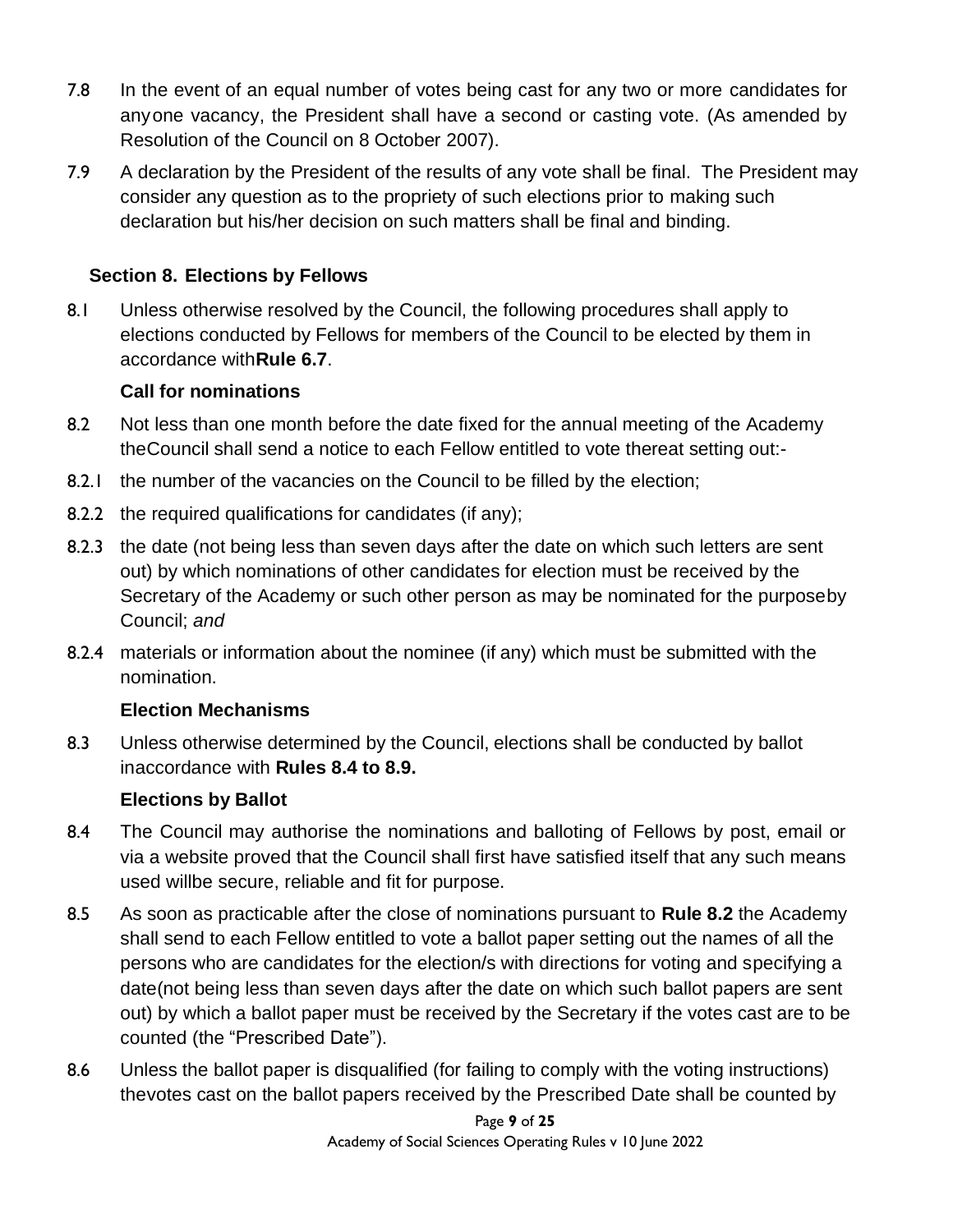7.8 In the event of an equal number of votes being cast for any two or more candidates for anyone vacancy, the President shall have a second or casting vote. (As amended by Resolution of the Council on 8 October 2007).

7.9 A declaration by the President of the results of any vote shall be final. The President may consider any question as to the propriety of such elections prior to making such declaration but his/her decision on such matters shall be final and binding.

### Section 8. Elections by Fellows

8.1 Unless otherwise resolved by the Council, the following procedures shall apply to elections conducted by Fellows for members of the Council to be elected by them in accordance with**Rule 6.7**.

**Call for nominations**

8.2 Not less than one month before the date fixed for the annual meeting of the Academy theCouncil shall send a notice to each Fellow entitled to vote thereat setting out:-

8.2.1 the number of the vacancies on the Council to be filled by the election;

8.2.2 the required qualifications for candidates (if any);

8.2.3 the date (not being less than seven days after the date on which such letters are sent out) by which nominations of other candidates for election must be received by the Secretary of the Academy or such other person as may be nominated for the purposeby Council; *and*

8.2.4 materials or information about the nominee (if any) which must be submitted with the nomination.

**Election Mechanisms**

8.3 Unless otherwise determined by the Council, elections shall be conducted by ballot inaccordance with **Rules 8.4 to 8.9.**

**Elections by Ballot**

8.4 The Council may authorise the nominations and balloting of Fellows by post, email or via a website proved that the Council shall first have satisfied itself that any such means used willbe secure, reliable and fit for purpose.

8.5 As soon as practicable after the close of nominations pursuant to **Rule 8.2** the Academy shall send to each Fellow entitled to vote a ballot paper setting out the names of all the persons who are candidates for the election/s with directions for voting and specifying a date(not being less than seven days after the date on which such ballot papers are sent out) by which a ballot paper must be received by the Secretary if the votes cast are to be counted (the "Prescribed Date").

8.6 Unless the ballot paper is disqualified (for failing to comply with the voting instructions) thevotes cast on the ballot papers received by the Prescribed Date shall be counted by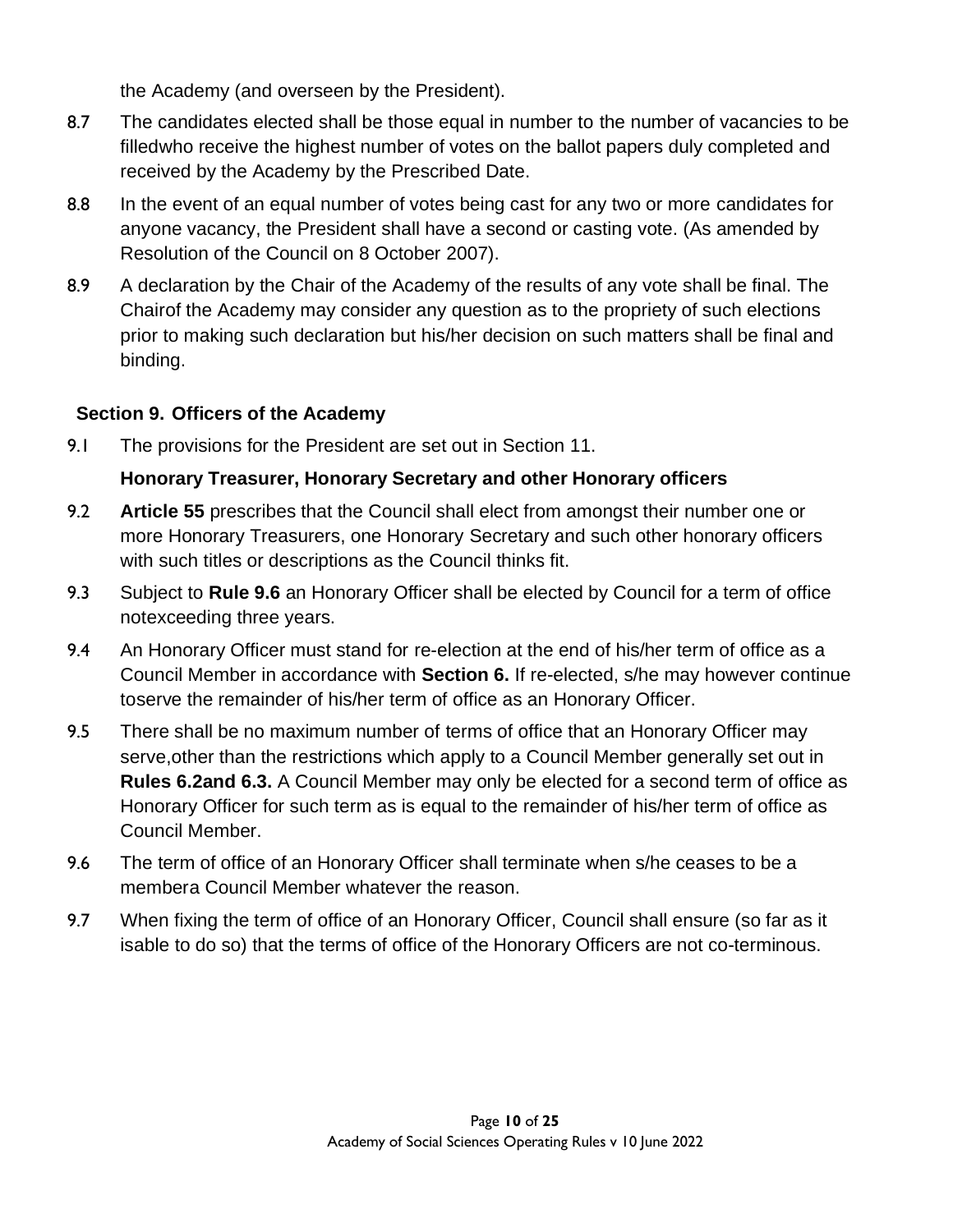the Academy (and overseen by the President).

8.7 The candidates elected shall be those equal in number to the number of vacancies to be filledwho receive the highest number of votes on the ballot papers duly completed and received by the Academy by the Prescribed Date.

8.8 In the event of an equal number of votes being cast for any two or more candidates for anyone vacancy, the President shall have a second or casting vote. (As amended by Resolution of the Council on 8 October 2007).

8.9 A declaration by the Chair of the Academy of the results of any vote shall be final. The Chairof the Academy may consider any question as to the propriety of such elections prior to making such declaration but his/her decision on such matters shall be final and binding.

## Section 9. Officers of the Academy

9.1 The provisions for the President are set out in Section 11.

### Honorary Treasurer, Honorary Secretary and other Honorary officers

9.2 **Article 55** prescribes that the Council shall elect from amongst their number one or more Honorary Treasurers, one Honorary Secretary and such other honorary officers with such titles or descriptions as the Council thinks fit.

9.3 Subject to **Rule 9.6** an Honorary Officer shall be elected by Council for a term of office notexceeding three years.

9.4 An Honorary Officer must stand for re-election at the end of his/her term of office as a Council Member in accordance with **Section 6.** If re-elected, s/he may however continue toserve the remainder of his/her term of office as an Honorary Officer.

9.5 There shall be no maximum number of terms of office that an Honorary Officer may serve,other than the restrictions which apply to a Council Member generally set out in **Rules 6.2and 6.3.** A Council Member may only be elected for a second term of office as Honorary Officer for such term as is equal to the remainder of his/her term of office as Council Member.

9.6 The term of office of an Honorary Officer shall terminate when s/he ceases to be a membera Council Member whatever the reason.

9.7 When fixing the term of office of an Honorary Officer, Council shall ensure (so far as it isable to do so) that the terms of office of the Honorary Officers are not co-terminous.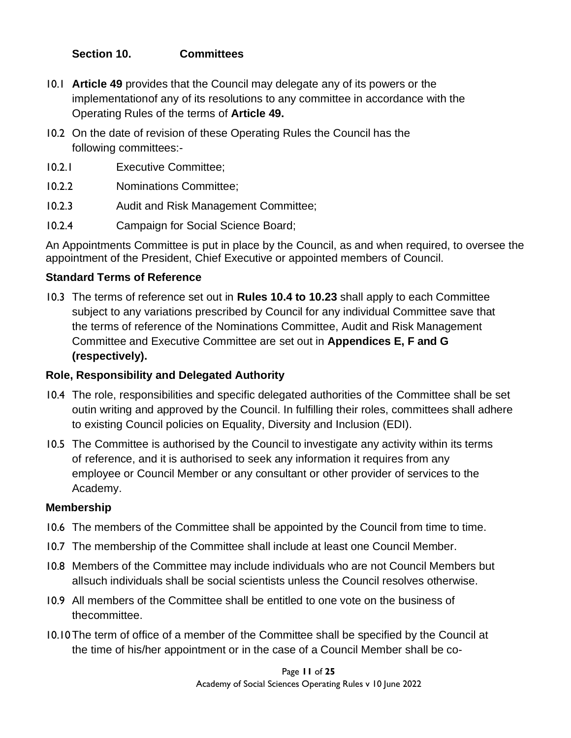## Section 10. Committees

10.1 **Article 49** provides that the Council may delegate any of its powers or the implementationof any of its resolutions to any committee in accordance with the Operating Rules of the terms of **Article 49.**

10.2 On the date of revision of these Operating Rules the Council has the following committees:-

10.2.1 Executive Committee;

10.2.2 Nominations Committee;

10.2.3 Audit and Risk Management Committee;

10.2.4 Campaign for Social Science Board;

An Appointments Committee is put in place by the Council, as and when required, to oversee the appointment of the President, Chief Executive or appointed members of Council.

### Standard Terms of Reference

10.3 The terms of reference set out in **Rules 10.4 to 10.23** shall apply to each Committee subject to any variations prescribed by Council for any individual Committee save that the terms of reference of the Nominations Committee, Audit and Risk Management Committee and Executive Committee are set out in **Appendices E, F and G (respectively).**

### Role, Responsibility and Delegated Authority

10.4 The role, responsibilities and specific delegated authorities of the Committee shall be set outin writing and approved by the Council. In fulfilling their roles, committees shall adhere to existing Council policies on Equality, Diversity and Inclusion (EDI).

10.5 The Committee is authorised by the Council to investigate any activity within its terms of reference, and it is authorised to seek any information it requires from any employee or Council Member or any consultant or other provider of services to the Academy.

### Membership

10.6 The members of the Committee shall be appointed by the Council from time to time.

10.7 The membership of the Committee shall include at least one Council Member.

10.8 Members of the Committee may include individuals who are not Council Members but allsuch individuals shall be social scientists unless the Council resolves otherwise.

10.9 All members of the Committee shall be entitled to one vote on the business of thecommittee.

10.10 The term of office of a member of the Committee shall be specified by the Council at the time of his/her appointment or in the case of a Council Member shall be co-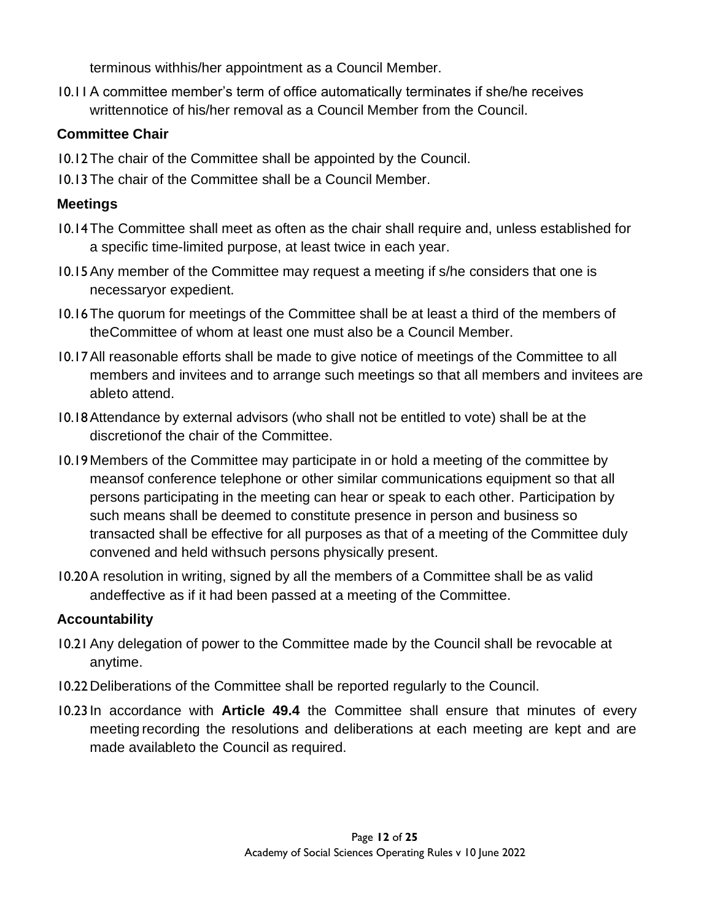terminous withhis/her appointment as a Council Member.

10.11 A committee member's term of office automatically terminates if she/he receives writtennotice of his/her removal as a Council Member from the Council.

### Committee Chair

10.12 The chair of the Committee shall be appointed by the Council.

10.13 The chair of the Committee shall be a Council Member.

### Meetings

10.14 The Committee shall meet as often as the chair shall require and, unless established for a specific time-limited purpose, at least twice in each year.

10.15 Any member of the Committee may request a meeting if s/he considers that one is necessaryor expedient.

10.16 The quorum for meetings of the Committee shall be at least a third of the members of theCommittee of whom at least one must also be a Council Member.

10.17 All reasonable efforts shall be made to give notice of meetings of the Committee to all members and invitees and to arrange such meetings so that all members and invitees are ableto attend.

10.18 Attendance by external advisors (who shall not be entitled to vote) shall be at the discretionof the chair of the Committee.

10.19 Members of the Committee may participate in or hold a meeting of the committee by meansof conference telephone or other similar communications equipment so that all persons participating in the meeting can hear or speak to each other. Participation by such means shall be deemed to constitute presence in person and business so transacted shall be effective for all purposes as that of a meeting of the Committee duly convened and held withsuch persons physically present.

10.20 A resolution in writing, signed by all the members of a Committee shall be as valid andeffective as if it had been passed at a meeting of the Committee.

### Accountability

10.21 Any delegation of power to the Committee made by the Council shall be revocable at anytime.

10.22 Deliberations of the Committee shall be reported regularly to the Council.

10.23 In accordance with **Article 49.4** the Committee shall ensure that minutes of every meeting recording the resolutions and deliberations at each meeting are kept and are made availableto the Council as required.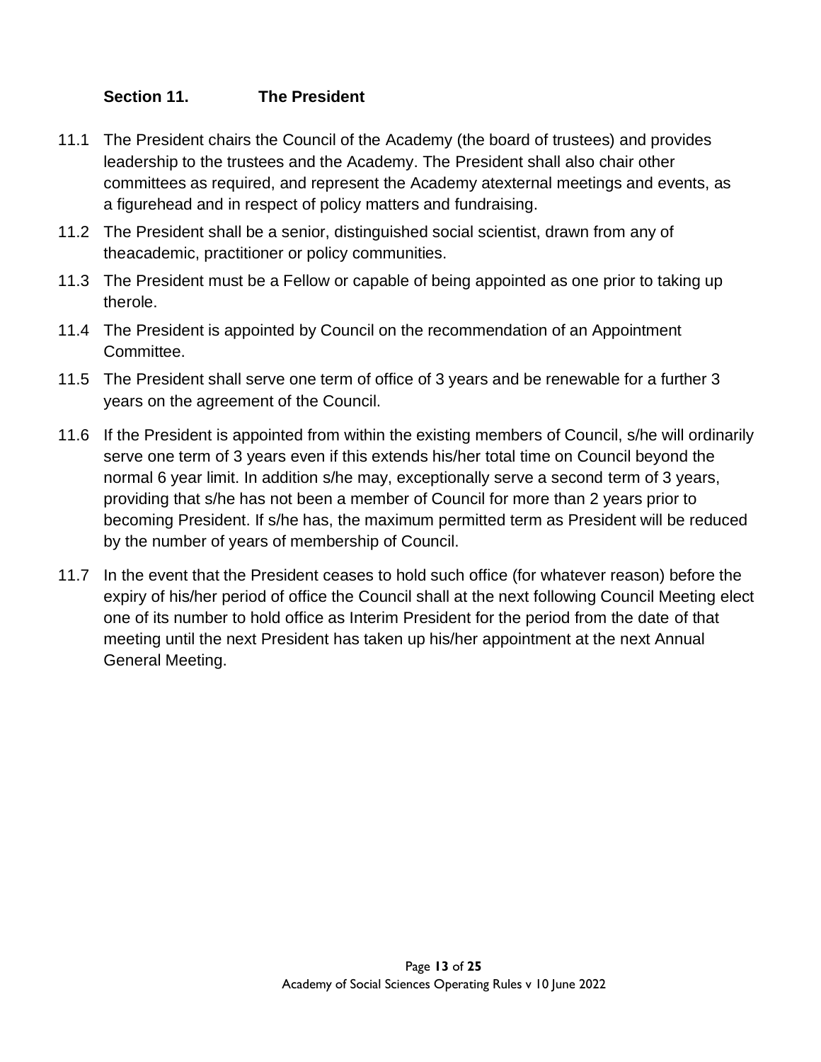## Section 11. The President

11.1 The President chairs the Council of the Academy (the board of trustees) and provides leadership to the trustees and the Academy. The President shall also chair other committees as required, and represent the Academy atexternal meetings and events, as a figurehead and in respect of policy matters and fundraising.

11.2 The President shall be a senior, distinguished social scientist, drawn from any of theacademic, practitioner or policy communities.

11.3 The President must be a Fellow or capable of being appointed as one prior to taking up therole.

11.4 The President is appointed by Council on the recommendation of an Appointment Committee.

11.5 The President shall serve one term of office of 3 years and be renewable for a further 3 years on the agreement of the Council.

11.6 If the President is appointed from within the existing members of Council, s/he will ordinarily serve one term of 3 years even if this extends his/her total time on Council beyond the normal 6 year limit. In addition s/he may, exceptionally serve a second term of 3 years, providing that s/he has not been a member of Council for more than 2 years prior to becoming President. If s/he has, the maximum permitted term as President will be reduced by the number of years of membership of Council.

11.7 In the event that the President ceases to hold such office (for whatever reason) before the expiry of his/her period of office the Council shall at the next following Council Meeting elect one of its number to hold office as Interim President for the period from the date of that meeting until the next President has taken up his/her appointment at the next Annual General Meeting.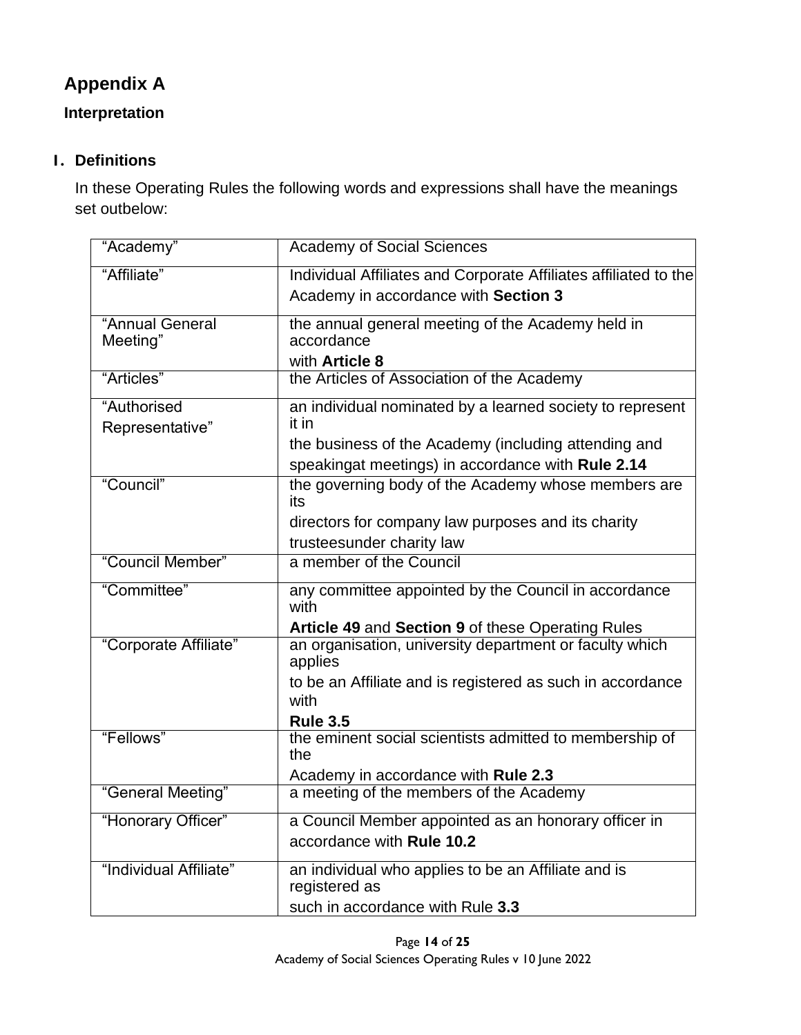# Appendix A

## Interpretation

### 1. Definitions

In these Operating Rules the following words and expressions shall have the meanings set outbelow:

| | |
|---|---|
| "Academy" | Academy of Social Sciences |
| "Affiliate" | Individual Affiliates and Corporate Affiliates affiliated to the Academy in accordance with **Section 3** |
| "Annual General Meeting" | the annual general meeting of the Academy held in accordance with **Article 8** |
| "Articles" | the Articles of Association of the Academy |
| "Authorised Representative" | an individual nominated by a learned society to represent it in the business of the Academy (including attending and speakingat meetings) in accordance with **Rule 2.14** |
| "Council" | the governing body of the Academy whose members are its directors for company law purposes and its charity trusteesunder charity law |
| "Council Member" | a member of the Council |
| "Committee" | any committee appointed by the Council in accordance with **Article 49** and **Section 9** of these Operating Rules |
| "Corporate Affiliate" | an organisation, university department or faculty which applies to be an Affiliate and is registered as such in accordance with **Rule 3.5** |
| "Fellows" | the eminent social scientists admitted to membership of the Academy in accordance with **Rule 2.3** |
| "General Meeting" | a meeting of the members of the Academy |
| "Honorary Officer" | a Council Member appointed as an honorary officer in accordance with **Rule 10.2** |
| "Individual Affiliate" | an individual who applies to be an Affiliate and is registered as such in accordance with Rule **3.3** |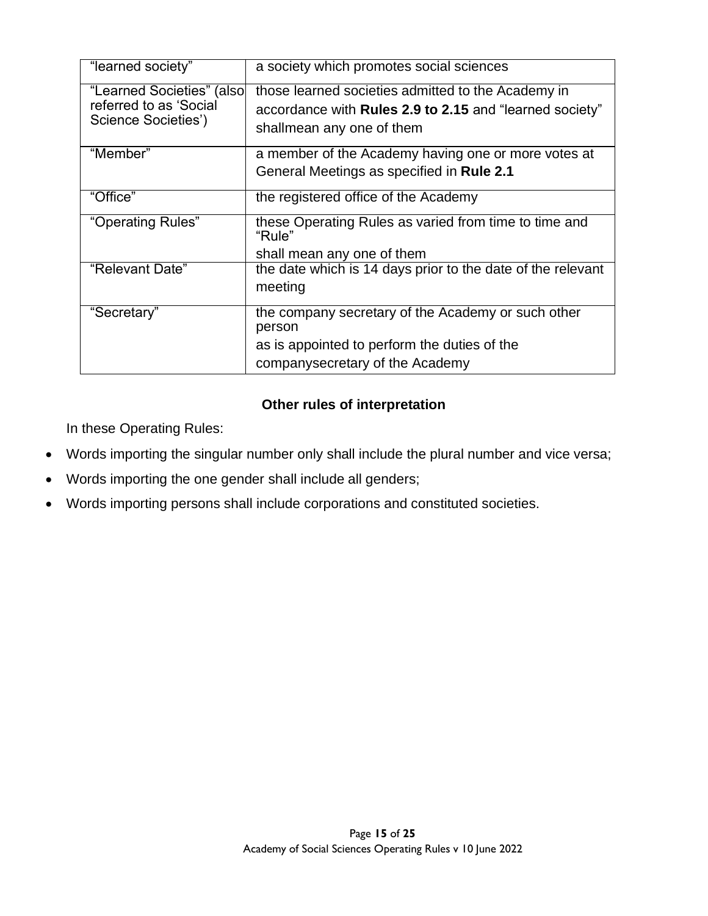| | |
|---|---|
| "learned society" | a society which promotes social sciences |
| "Learned Societies" (also referred to as 'Social Science Societies') | those learned societies admitted to the Academy in accordance with **Rules 2.9 to 2.15** and "learned society" shallmean any one of them |
| "Member" | a member of the Academy having one or more votes at General Meetings as specified in **Rule 2.1** |
| "Office" | the registered office of the Academy |
| "Operating Rules" | these Operating Rules as varied from time to time and "Rule" shall mean any one of them |
| "Relevant Date" | the date which is 14 days prior to the date of the relevant meeting |
| "Secretary" | the company secretary of the Academy or such other person as is appointed to perform the duties of the companysecretary of the Academy |

**Other rules of interpretation**

In these Operating Rules:

- Words importing the singular number only shall include the plural number and vice versa;
- Words importing the one gender shall include all genders;
- Words importing persons shall include corporations and constituted societies.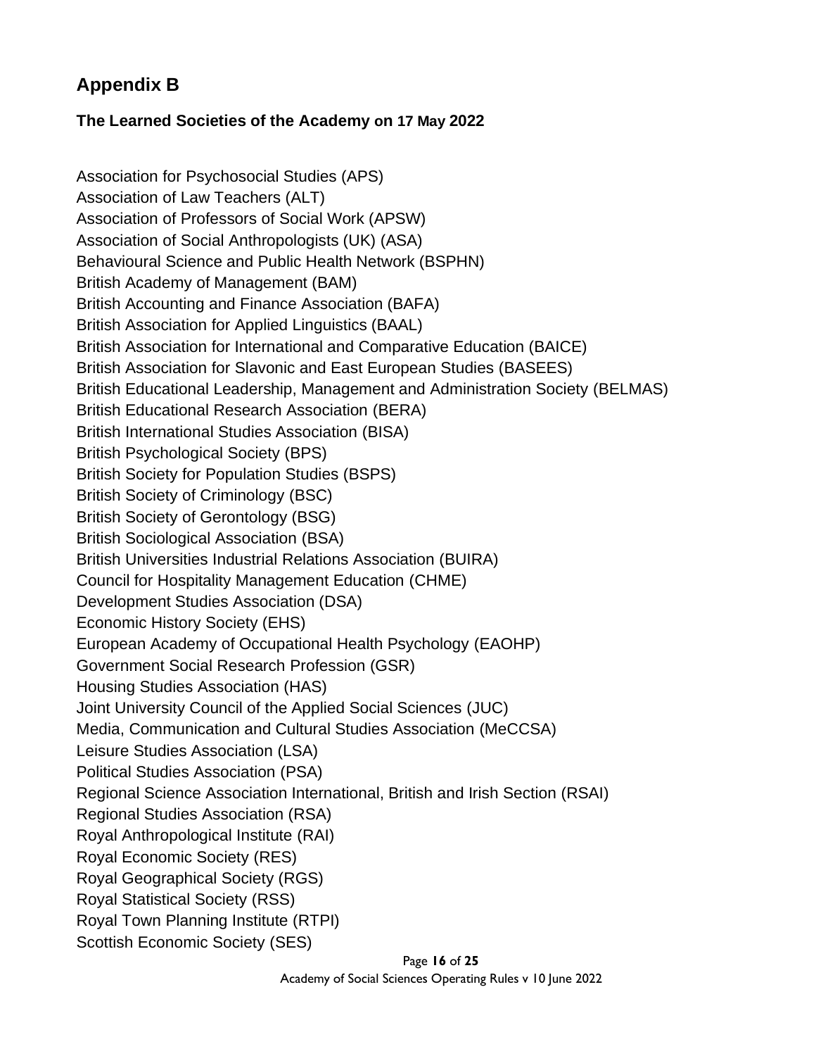## Appendix B

### The Learned Societies of the Academy on 17 May 2022

Association for Psychosocial Studies (APS)
Association of Law Teachers (ALT)
Association of Professors of Social Work (APSW)
Association of Social Anthropologists (UK) (ASA)
Behavioural Science and Public Health Network (BSPHN)
British Academy of Management (BAM)
British Accounting and Finance Association (BAFA)
British Association for Applied Linguistics (BAAL)
British Association for International and Comparative Education (BAICE)
British Association for Slavonic and East European Studies (BASEES)
British Educational Leadership, Management and Administration Society (BELMAS)
British Educational Research Association (BERA)
British International Studies Association (BISA)
British Psychological Society (BPS)
British Society for Population Studies (BSPS)
British Society of Criminology (BSC)
British Society of Gerontology (BSG)
British Sociological Association (BSA)
British Universities Industrial Relations Association (BUIRA)
Council for Hospitality Management Education (CHME)
Development Studies Association (DSA)
Economic History Society (EHS)
European Academy of Occupational Health Psychology (EAOHP)
Government Social Research Profession (GSR)
Housing Studies Association (HAS)
Joint University Council of the Applied Social Sciences (JUC)
Media, Communication and Cultural Studies Association (MeCCSA)
Leisure Studies Association (LSA)
Political Studies Association (PSA)
Regional Science Association International, British and Irish Section (RSAI)
Regional Studies Association (RSA)
Royal Anthropological Institute (RAI)
Royal Economic Society (RES)
Royal Geographical Society (RGS)
Royal Statistical Society (RSS)
Royal Town Planning Institute (RTPI)
Scottish Economic Society (SES)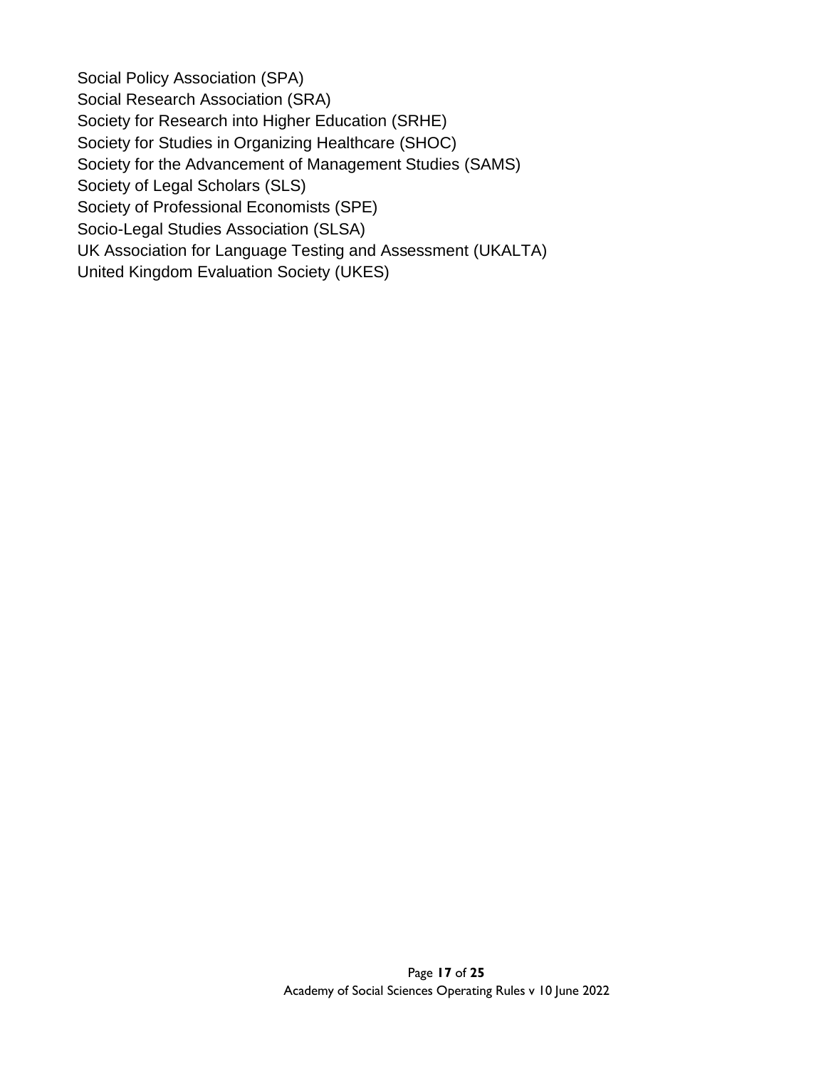Social Policy Association (SPA)
Social Research Association (SRA)
Society for Research into Higher Education (SRHE)
Society for Studies in Organizing Healthcare (SHOC)
Society for the Advancement of Management Studies (SAMS)
Society of Legal Scholars (SLS)
Society of Professional Economists (SPE)
Socio-Legal Studies Association (SLSA)
UK Association for Language Testing and Assessment (UKALTA)
United Kingdom Evaluation Society (UKES)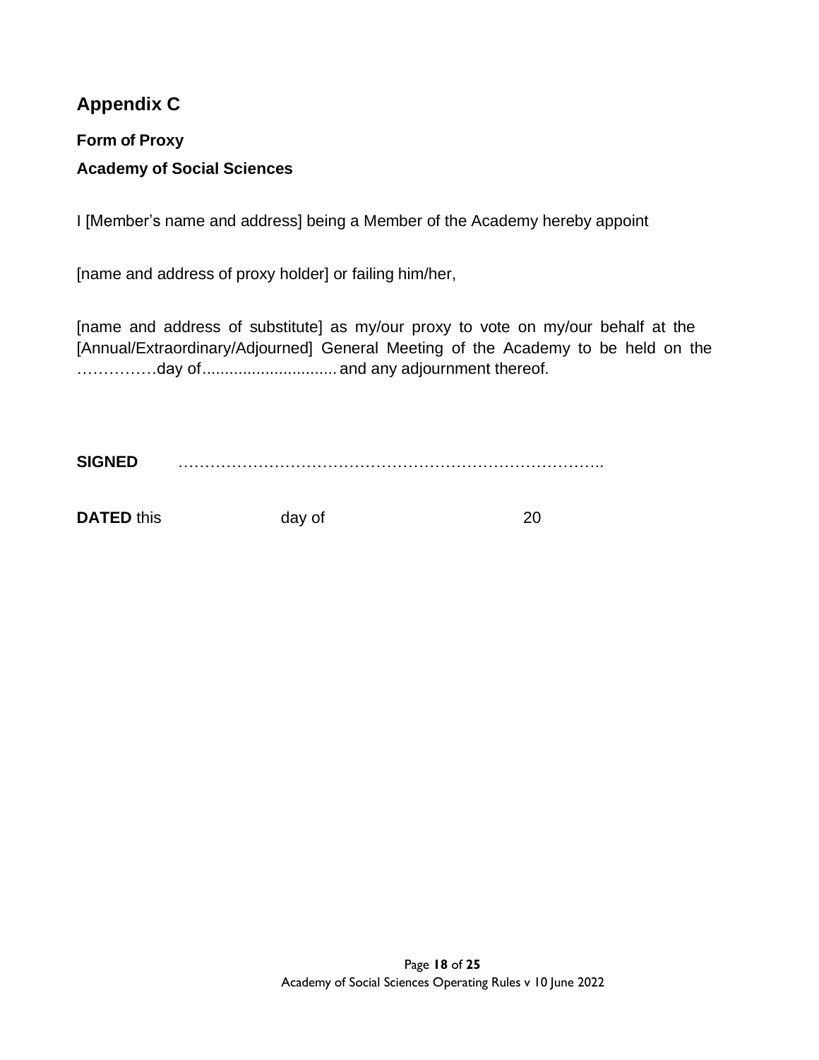## Appendix C

**Form of Proxy**

**Academy of Social Sciences**

I [Member's name and address] being a Member of the Academy hereby appoint

[name and address of proxy holder] or failing him/her,

[name and address of substitute] as my/our proxy to vote on my/our behalf at the [Annual/Extraordinary/Adjourned] General Meeting of the Academy to be held on the ……………day of.............................. and any adjournment thereof.

**SIGNED** ……………………………………………………………………..

**DATED** this day of 20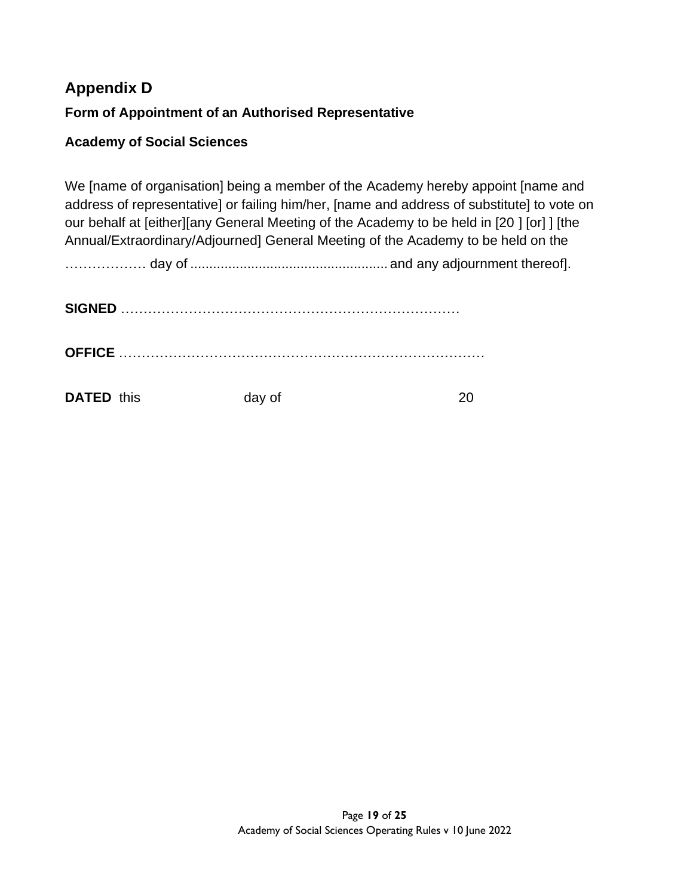## Appendix D

### Form of Appointment of an Authorised Representative

### Academy of Social Sciences

We [name of organisation] being a member of the Academy hereby appoint [name and address of representative] or failing him/her, [name and address of substitute] to vote on our behalf at [either][any General Meeting of the Academy to be held in [20 ] [or] ] [the Annual/Extraordinary/Adjourned] General Meeting of the Academy to be held on the

……………… day of .................................................. and any adjournment thereof].

**SIGNED** …………………………………………………………………

**OFFICE** …………………………………………………………………………

**DATED** this day of 20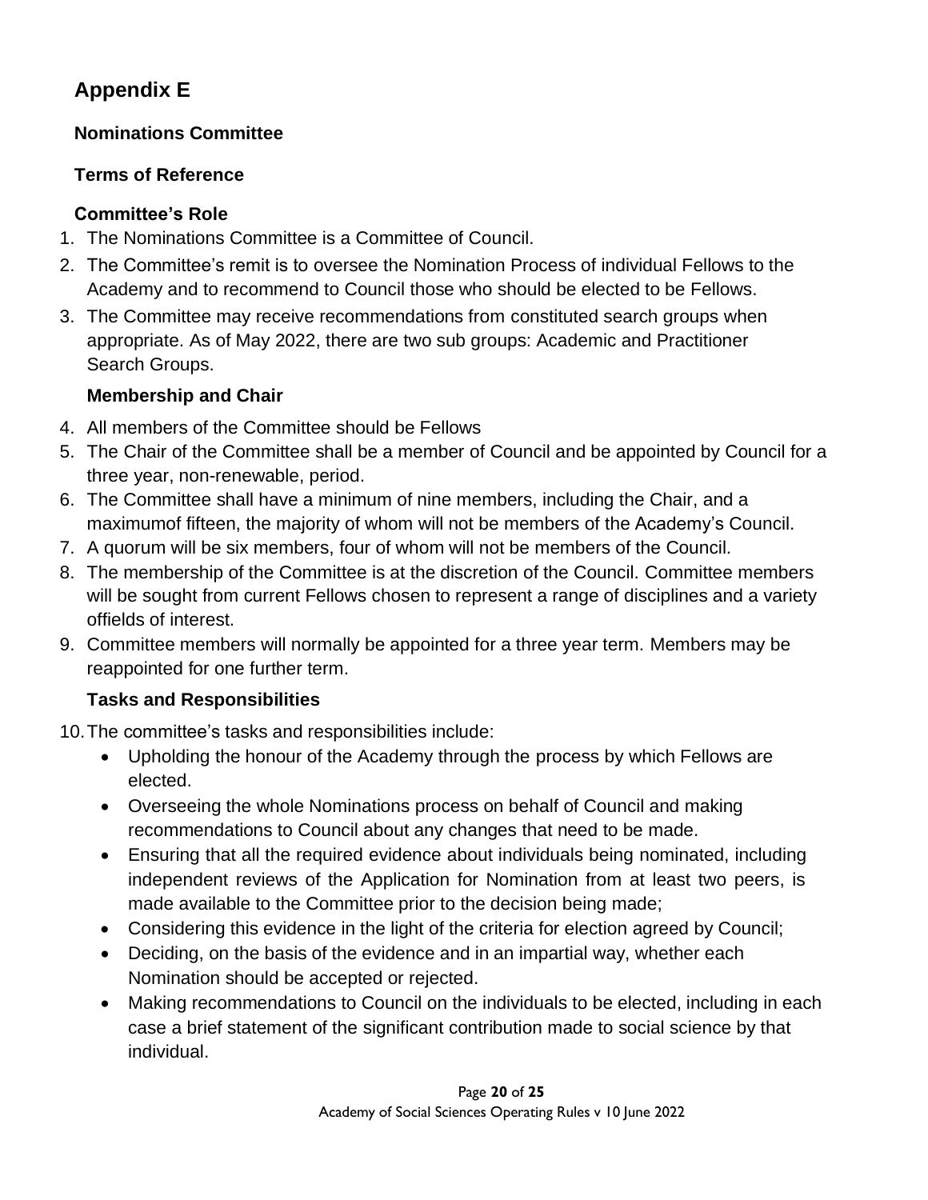# Appendix E

## Nominations Committee

## Terms of Reference

### Committee's Role

1. The Nominations Committee is a Committee of Council.
2. The Committee's remit is to oversee the Nomination Process of individual Fellows to the Academy and to recommend to Council those who should be elected to be Fellows.
3. The Committee may receive recommendations from constituted search groups when appropriate. As of May 2022, there are two sub groups: Academic and Practitioner Search Groups.

### Membership and Chair

4. All members of the Committee should be Fellows
5. The Chair of the Committee shall be a member of Council and be appointed by Council for a three year, non-renewable, period.
6. The Committee shall have a minimum of nine members, including the Chair, and a maximumof fifteen, the majority of whom will not be members of the Academy's Council.
7. A quorum will be six members, four of whom will not be members of the Council.
8. The membership of the Committee is at the discretion of the Council. Committee members will be sought from current Fellows chosen to represent a range of disciplines and a variety offields of interest.
9. Committee members will normally be appointed for a three year term. Members may be reappointed for one further term.

### Tasks and Responsibilities

10. The committee's tasks and responsibilities include:
    - Upholding the honour of the Academy through the process by which Fellows are elected.
    - Overseeing the whole Nominations process on behalf of Council and making recommendations to Council about any changes that need to be made.
    - Ensuring that all the required evidence about individuals being nominated, including independent reviews of the Application for Nomination from at least two peers, is made available to the Committee prior to the decision being made;
    - Considering this evidence in the light of the criteria for election agreed by Council;
    - Deciding, on the basis of the evidence and in an impartial way, whether each Nomination should be accepted or rejected.
    - Making recommendations to Council on the individuals to be elected, including in each case a brief statement of the significant contribution made to social science by that individual.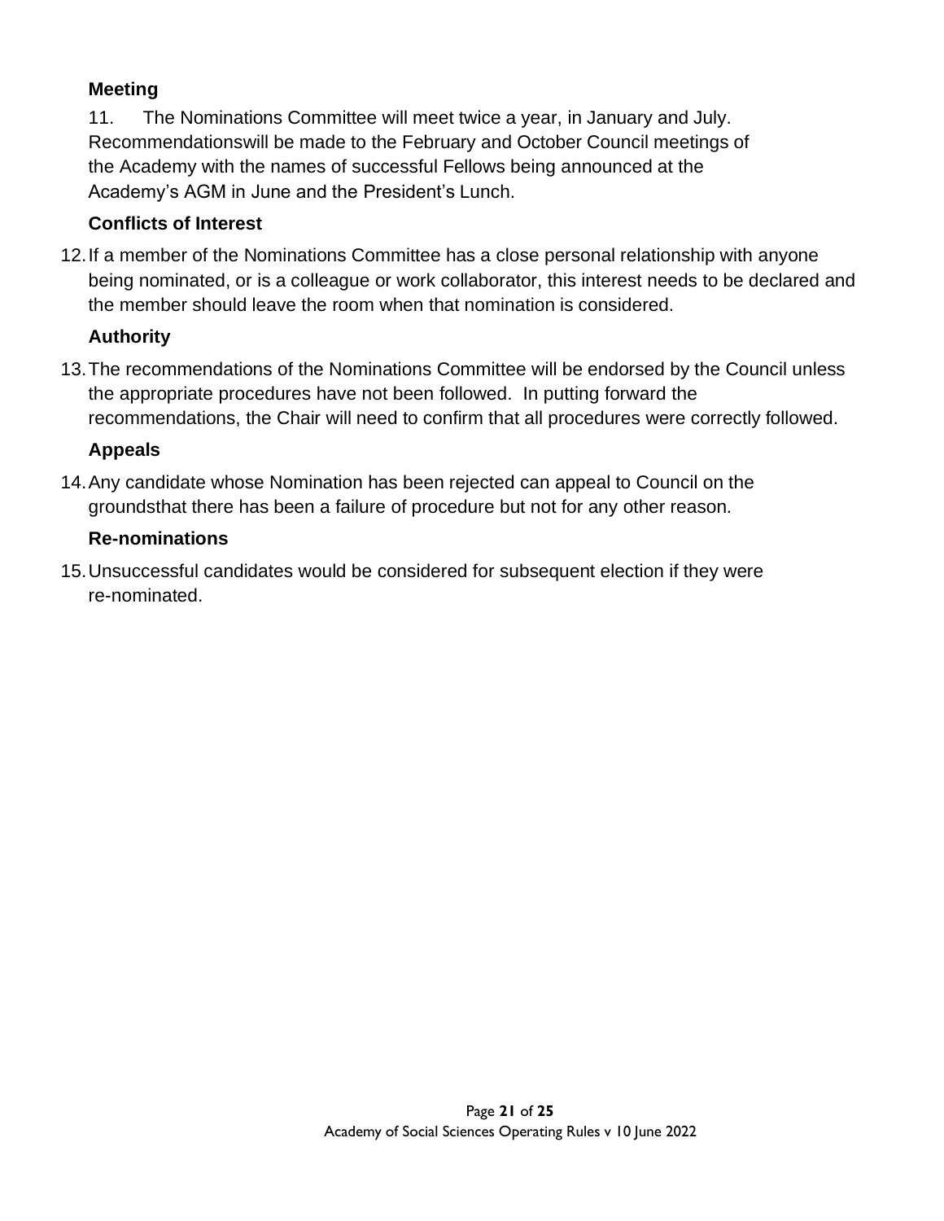**Meeting**

11. The Nominations Committee will meet twice a year, in January and July. Recommendationswill be made to the February and October Council meetings of the Academy with the names of successful Fellows being announced at the Academy's AGM in June and the President's Lunch.

**Conflicts of Interest**

12. If a member of the Nominations Committee has a close personal relationship with anyone being nominated, or is a colleague or work collaborator, this interest needs to be declared and the member should leave the room when that nomination is considered.

**Authority**

13. The recommendations of the Nominations Committee will be endorsed by the Council unless the appropriate procedures have not been followed. In putting forward the recommendations, the Chair will need to confirm that all procedures were correctly followed.

**Appeals**

14. Any candidate whose Nomination has been rejected can appeal to Council on the groundsthat there has been a failure of procedure but not for any other reason.

**Re-nominations**

15. Unsuccessful candidates would be considered for subsequent election if they were re-nominated.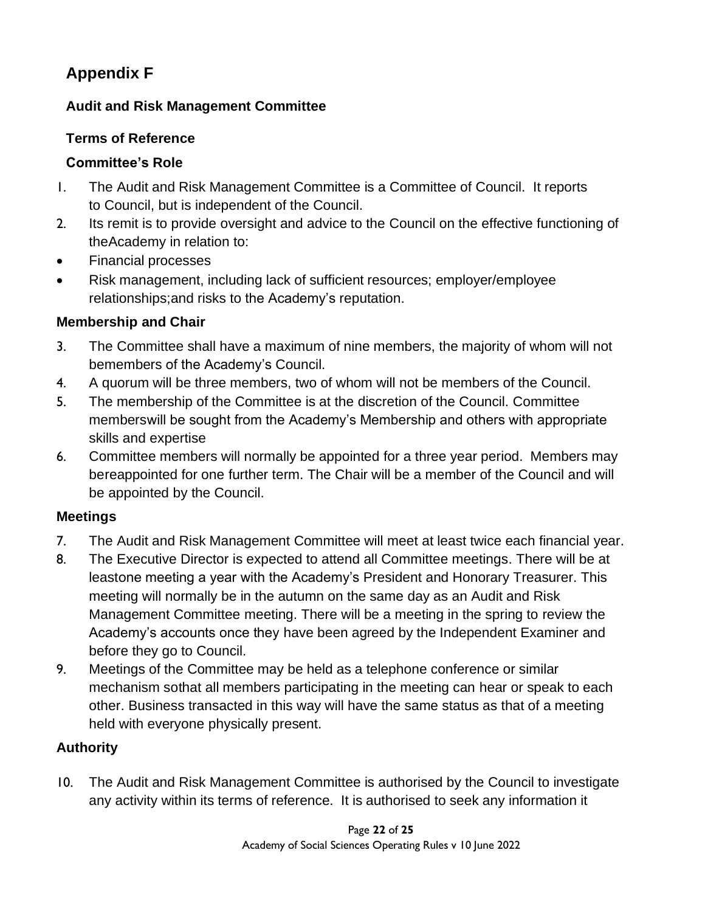# Appendix F

## Audit and Risk Management Committee

### Terms of Reference

### Committee's Role

1. The Audit and Risk Management Committee is a Committee of Council. It reports to Council, but is independent of the Council.
2. Its remit is to provide oversight and advice to the Council on the effective functioning of theAcademy in relation to:

- Financial processes
- Risk management, including lack of sufficient resources; employer/employee relationships;and risks to the Academy's reputation.

### Membership and Chair

3. The Committee shall have a maximum of nine members, the majority of whom will not bemembers of the Academy's Council.
4. A quorum will be three members, two of whom will not be members of the Council.
5. The membership of the Committee is at the discretion of the Council. Committee memberswill be sought from the Academy's Membership and others with appropriate skills and expertise
6. Committee members will normally be appointed for a three year period. Members may bereappointed for one further term. The Chair will be a member of the Council and will be appointed by the Council.

### Meetings

7. The Audit and Risk Management Committee will meet at least twice each financial year.
8. The Executive Director is expected to attend all Committee meetings. There will be at leastone meeting a year with the Academy's President and Honorary Treasurer. This meeting will normally be in the autumn on the same day as an Audit and Risk Management Committee meeting. There will be a meeting in the spring to review the Academy's accounts once they have been agreed by the Independent Examiner and before they go to Council.
9. Meetings of the Committee may be held as a telephone conference or similar mechanism sothat all members participating in the meeting can hear or speak to each other. Business transacted in this way will have the same status as that of a meeting held with everyone physically present.

### Authority

10. The Audit and Risk Management Committee is authorised by the Council to investigate any activity within its terms of reference. It is authorised to seek any information it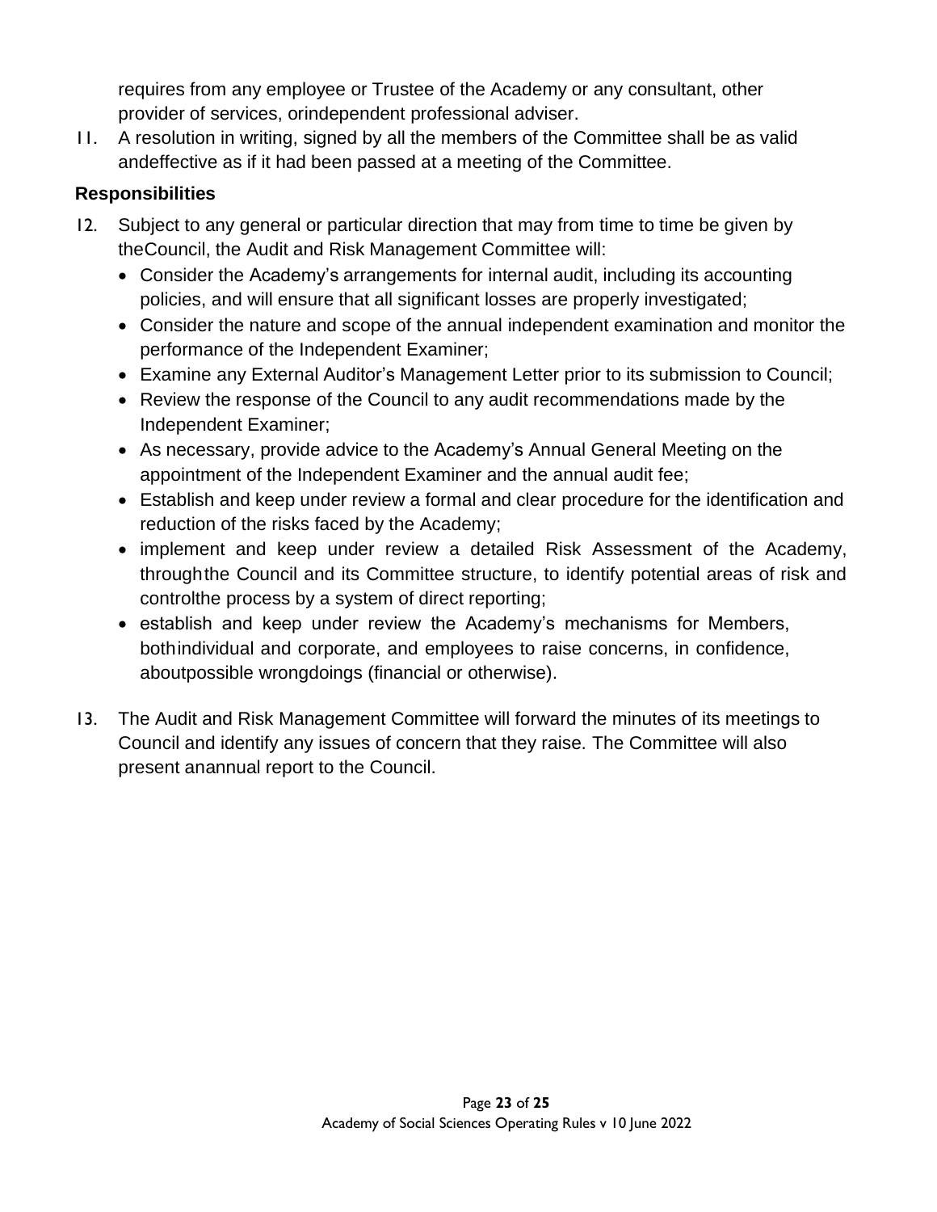requires from any employee or Trustee of the Academy or any consultant, other provider of services, orindependent professional adviser.

11. A resolution in writing, signed by all the members of the Committee shall be as valid andeffective as if it had been passed at a meeting of the Committee.

### Responsibilities

12. Subject to any general or particular direction that may from time to time be given by theCouncil, the Audit and Risk Management Committee will:
    - Consider the Academy's arrangements for internal audit, including its accounting policies, and will ensure that all significant losses are properly investigated;
    - Consider the nature and scope of the annual independent examination and monitor the performance of the Independent Examiner;
    - Examine any External Auditor's Management Letter prior to its submission to Council;
    - Review the response of the Council to any audit recommendations made by the Independent Examiner;
    - As necessary, provide advice to the Academy's Annual General Meeting on the appointment of the Independent Examiner and the annual audit fee;
    - Establish and keep under review a formal and clear procedure for the identification and reduction of the risks faced by the Academy;
    - implement and keep under review a detailed Risk Assessment of the Academy, throughthe Council and its Committee structure, to identify potential areas of risk and controlthe process by a system of direct reporting;
    - establish and keep under review the Academy's mechanisms for Members, bothindividual and corporate, and employees to raise concerns, in confidence, aboutpossible wrongdoings (financial or otherwise).

13. The Audit and Risk Management Committee will forward the minutes of its meetings to Council and identify any issues of concern that they raise. The Committee will also present anannual report to the Council.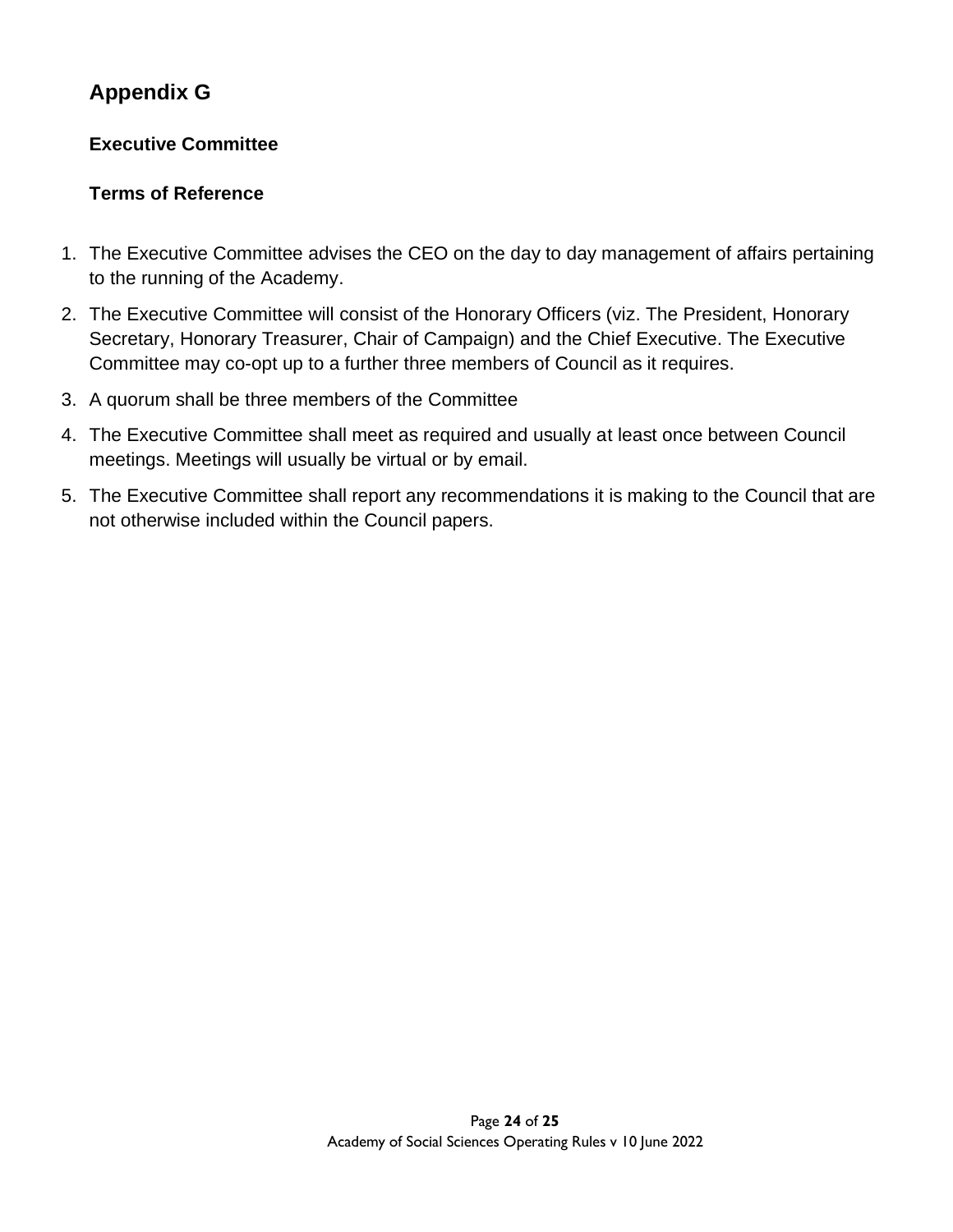# Appendix G

## Executive Committee

## Terms of Reference

1. The Executive Committee advises the CEO on the day to day management of affairs pertaining to the running of the Academy.
2. The Executive Committee will consist of the Honorary Officers (viz. The President, Honorary Secretary, Honorary Treasurer, Chair of Campaign) and the Chief Executive. The Executive Committee may co-opt up to a further three members of Council as it requires.
3. A quorum shall be three members of the Committee
4. The Executive Committee shall meet as required and usually at least once between Council meetings. Meetings will usually be virtual or by email.
5. The Executive Committee shall report any recommendations it is making to the Council that are not otherwise included within the Council papers.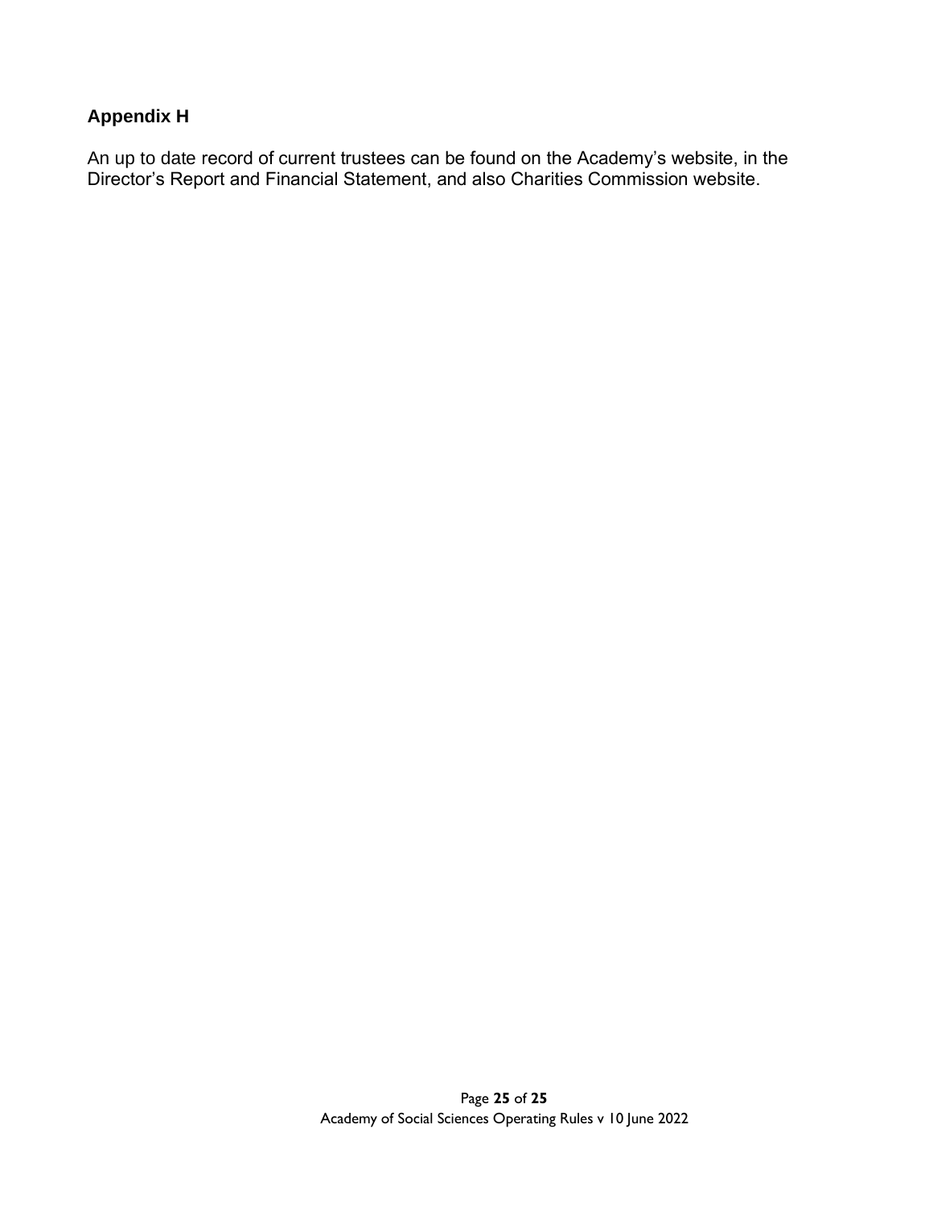## Appendix H

An up to date record of current trustees can be found on the Academy's website, in the Director's Report and Financial Statement, and also Charities Commission website.